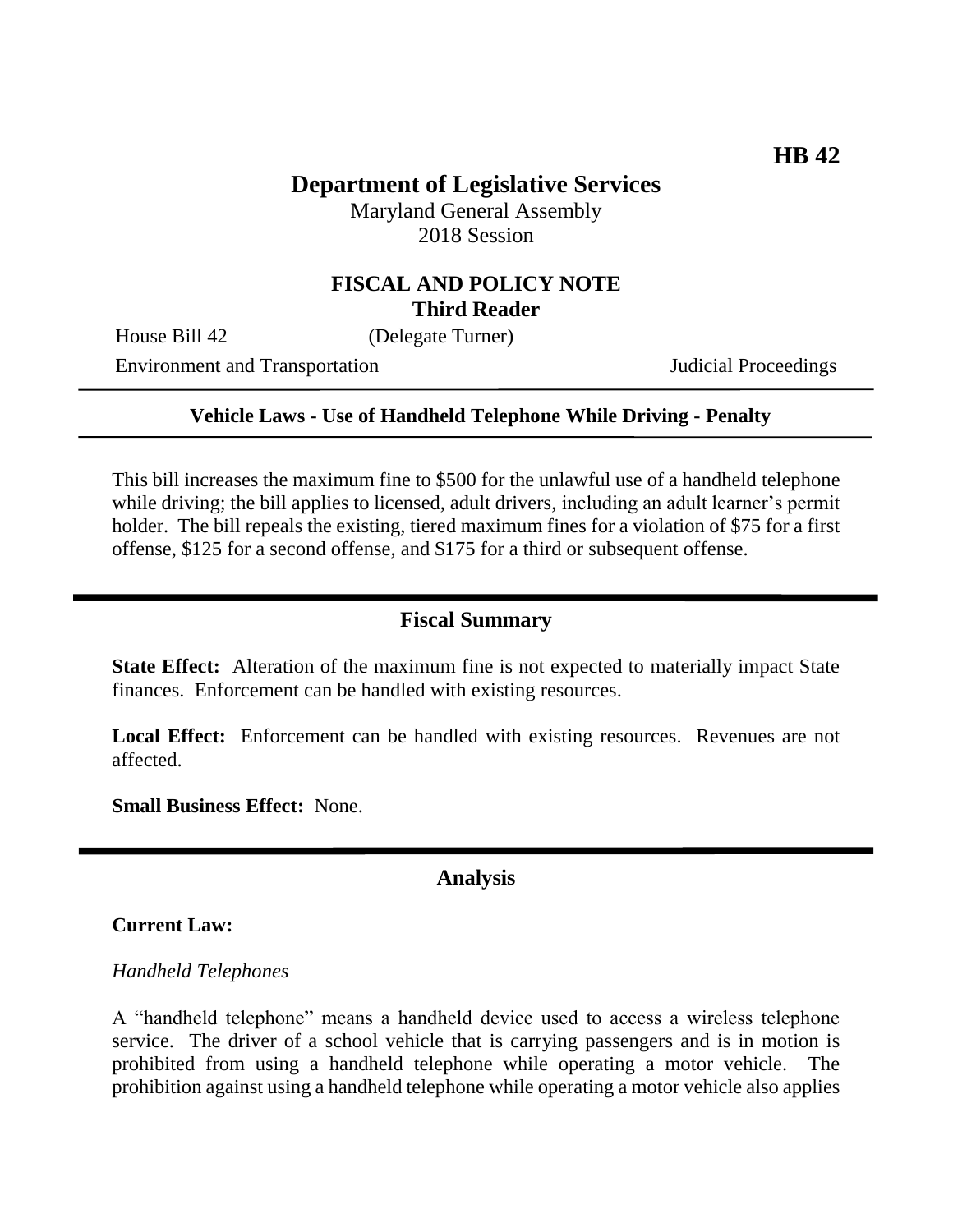**HB 42**

# Department of Legislative Services

Maryland General Assembly
2018 Session

## FISCAL AND POLICY NOTE
**Third Reader**

House Bill 42 (Delegate Turner)
Environment and Transportation Judicial Proceedings

---

**Vehicle Laws - Use of Handheld Telephone While Driving - Penalty**

---

This bill increases the maximum fine to $500 for the unlawful use of a handheld telephone while driving; the bill applies to licensed, adult drivers, including an adult learner's permit holder. The bill repeals the existing, tiered maximum fines for a violation of $75 for a first offense, $125 for a second offense, and $175 for a third or subsequent offense.

---

## Fiscal Summary

**State Effect:** Alteration of the maximum fine is not expected to materially impact State finances. Enforcement can be handled with existing resources.

**Local Effect:** Enforcement can be handled with existing resources. Revenues are not affected.

**Small Business Effect:** None.

---

## Analysis

**Current Law:**

*Handheld Telephones*

A "handheld telephone" means a handheld device used to access a wireless telephone service. The driver of a school vehicle that is carrying passengers and is in motion is prohibited from using a handheld telephone while operating a motor vehicle. The prohibition against using a handheld telephone while operating a motor vehicle also applies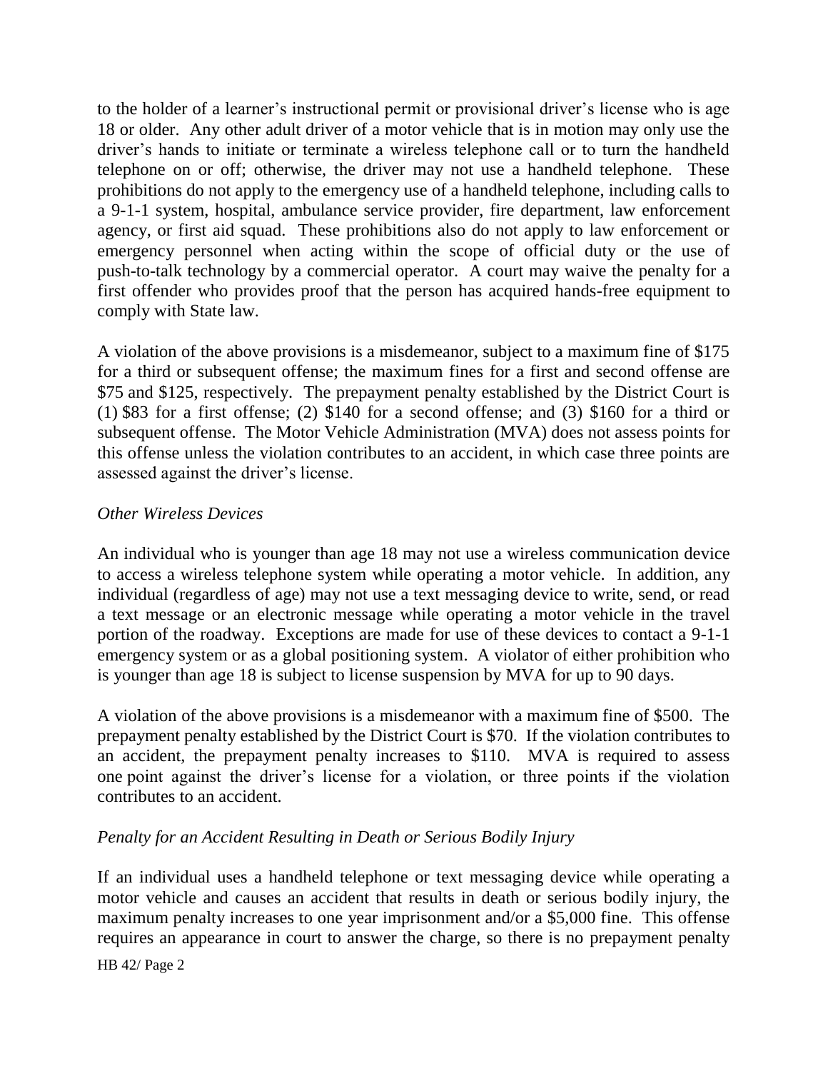to the holder of a learner's instructional permit or provisional driver's license who is age 18 or older. Any other adult driver of a motor vehicle that is in motion may only use the driver's hands to initiate or terminate a wireless telephone call or to turn the handheld telephone on or off; otherwise, the driver may not use a handheld telephone. These prohibitions do not apply to the emergency use of a handheld telephone, including calls to a 9-1-1 system, hospital, ambulance service provider, fire department, law enforcement agency, or first aid squad. These prohibitions also do not apply to law enforcement or emergency personnel when acting within the scope of official duty or the use of push-to-talk technology by a commercial operator. A court may waive the penalty for a first offender who provides proof that the person has acquired hands-free equipment to comply with State law.

A violation of the above provisions is a misdemeanor, subject to a maximum fine of $175 for a third or subsequent offense; the maximum fines for a first and second offense are $75 and $125, respectively. The prepayment penalty established by the District Court is (1) $83 for a first offense; (2) $140 for a second offense; and (3) $160 for a third or subsequent offense. The Motor Vehicle Administration (MVA) does not assess points for this offense unless the violation contributes to an accident, in which case three points are assessed against the driver's license.

*Other Wireless Devices*

An individual who is younger than age 18 may not use a wireless communication device to access a wireless telephone system while operating a motor vehicle. In addition, any individual (regardless of age) may not use a text messaging device to write, send, or read a text message or an electronic message while operating a motor vehicle in the travel portion of the roadway. Exceptions are made for use of these devices to contact a 9-1-1 emergency system or as a global positioning system. A violator of either prohibition who is younger than age 18 is subject to license suspension by MVA for up to 90 days.

A violation of the above provisions is a misdemeanor with a maximum fine of $500. The prepayment penalty established by the District Court is $70. If the violation contributes to an accident, the prepayment penalty increases to $110. MVA is required to assess one point against the driver's license for a violation, or three points if the violation contributes to an accident.

*Penalty for an Accident Resulting in Death or Serious Bodily Injury*

If an individual uses a handheld telephone or text messaging device while operating a motor vehicle and causes an accident that results in death or serious bodily injury, the maximum penalty increases to one year imprisonment and/or a $5,000 fine. This offense requires an appearance in court to answer the charge, so there is no prepayment penalty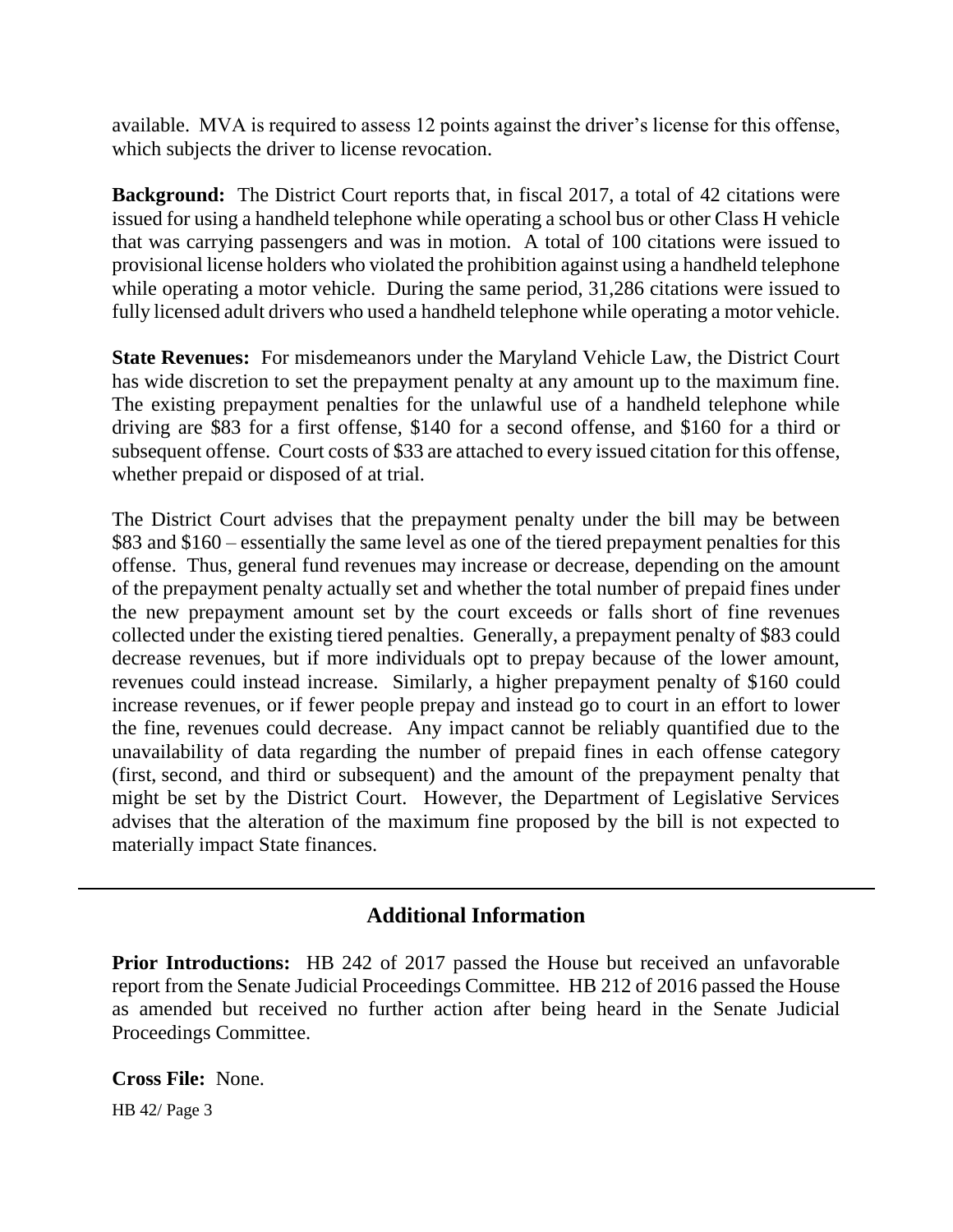available. MVA is required to assess 12 points against the driver's license for this offense, which subjects the driver to license revocation.

**Background:** The District Court reports that, in fiscal 2017, a total of 42 citations were issued for using a handheld telephone while operating a school bus or other Class H vehicle that was carrying passengers and was in motion. A total of 100 citations were issued to provisional license holders who violated the prohibition against using a handheld telephone while operating a motor vehicle. During the same period, 31,286 citations were issued to fully licensed adult drivers who used a handheld telephone while operating a motor vehicle.

**State Revenues:** For misdemeanors under the Maryland Vehicle Law, the District Court has wide discretion to set the prepayment penalty at any amount up to the maximum fine. The existing prepayment penalties for the unlawful use of a handheld telephone while driving are \$83 for a first offense, \$140 for a second offense, and \$160 for a third or subsequent offense. Court costs of \$33 are attached to every issued citation for this offense, whether prepaid or disposed of at trial.

The District Court advises that the prepayment penalty under the bill may be between \$83 and \$160 – essentially the same level as one of the tiered prepayment penalties for this offense. Thus, general fund revenues may increase or decrease, depending on the amount of the prepayment penalty actually set and whether the total number of prepaid fines under the new prepayment amount set by the court exceeds or falls short of fine revenues collected under the existing tiered penalties. Generally, a prepayment penalty of \$83 could decrease revenues, but if more individuals opt to prepay because of the lower amount, revenues could instead increase. Similarly, a higher prepayment penalty of \$160 could increase revenues, or if fewer people prepay and instead go to court in an effort to lower the fine, revenues could decrease. Any impact cannot be reliably quantified due to the unavailability of data regarding the number of prepaid fines in each offense category (first, second, and third or subsequent) and the amount of the prepayment penalty that might be set by the District Court. However, the Department of Legislative Services advises that the alteration of the maximum fine proposed by the bill is not expected to materially impact State finances.

---

## Additional Information

**Prior Introductions:** HB 242 of 2017 passed the House but received an unfavorable report from the Senate Judicial Proceedings Committee. HB 212 of 2016 passed the House as amended but received no further action after being heard in the Senate Judicial Proceedings Committee.

**Cross File:** None.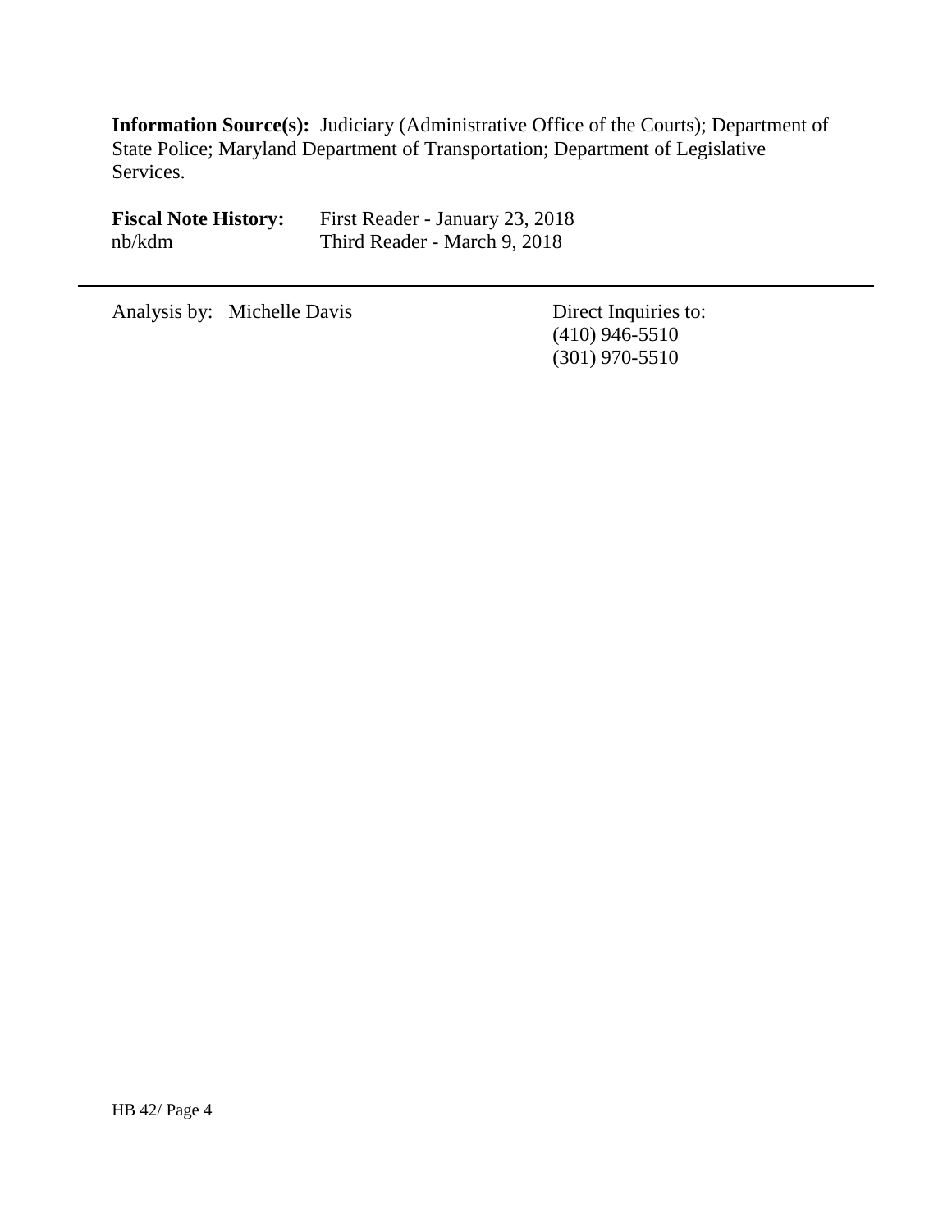**Information Source(s):** Judiciary (Administrative Office of the Courts); Department of State Police; Maryland Department of Transportation; Department of Legislative Services.

**Fiscal Note History:** First Reader - January 23, 2018
nb/kdm Third Reader - March 9, 2018

---

Analysis by: Michelle Davis

Direct Inquiries to:
(410) 946-5510
(301) 970-5510